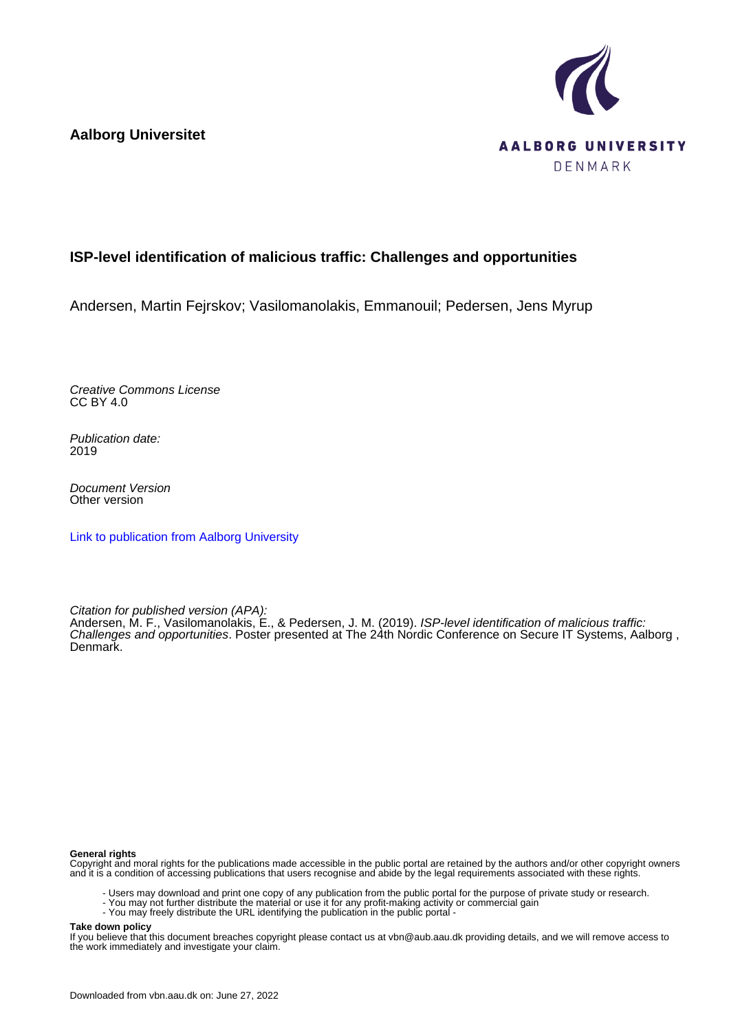**Aalborg Universitet**

AALBORG UNIVERSITY
DENMARK

**ISP-level identification of malicious traffic: Challenges and opportunities**

Andersen, Martin Fejrskov; Vasilomanolakis, Emmanouil; Pedersen, Jens Myrup

*Creative Commons License*
CC BY 4.0

*Publication date:*
2019

*Document Version*
Other version

Link to publication from Aalborg University

*Citation for published version (APA):*
Andersen, M. F., Vasilomanolakis, E., & Pedersen, J. M. (2019). *ISP-level identification of malicious traffic: Challenges and opportunities*. Poster presented at The 24th Nordic Conference on Secure IT Systems, Aalborg , Denmark.

**General rights**
Copyright and moral rights for the publications made accessible in the public portal are retained by the authors and/or other copyright owners and it is a condition of accessing publications that users recognise and abide by the legal requirements associated with these rights.

- Users may download and print one copy of any publication from the public portal for the purpose of private study or research.
- You may not further distribute the material or use it for any profit-making activity or commercial gain
- You may freely distribute the URL identifying the publication in the public portal -

**Take down policy**
If you believe that this document breaches copyright please contact us at vbn@aub.aau.dk providing details, and we will remove access to the work immediately and investigate your claim.

Downloaded from vbn.aau.dk on: June 27, 2022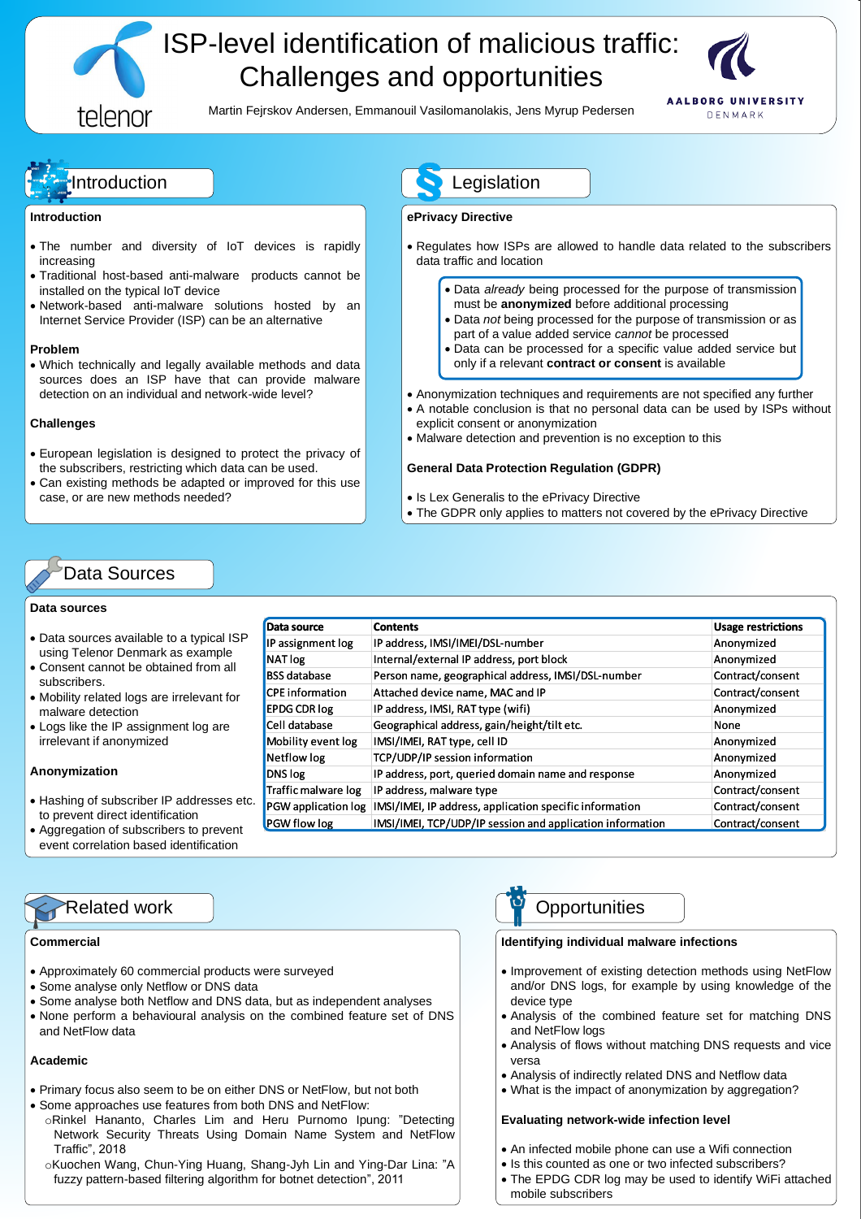# ISP-level identification of malicious traffic: Challenges and opportunities

Martin Fejrskov Andersen, Emmanouil Vasilomanolakis, Jens Myrup Pedersen

telenor

AALBORG UNIVERSITY DENMARK

## Introduction

### Introduction

- The number and diversity of IoT devices is rapidly increasing
- Traditional host-based anti-malware products cannot be installed on the typical IoT device
- Network-based anti-malware solutions hosted by an Internet Service Provider (ISP) can be an alternative

### Problem

- Which technically and legally available methods and data sources does an ISP have that can provide malware detection on an individual and network-wide level?

### Challenges

- European legislation is designed to protect the privacy of the subscribers, restricting which data can be used.
- Can existing methods be adapted or improved for this use case, or are new methods needed?

## Legislation

### ePrivacy Directive

- Regulates how ISPs are allowed to handle data related to the subscribers data traffic and location
  - Data *already* being processed for the purpose of transmission must be **anonymized** before additional processing
  - Data *not* being processed for the purpose of transmission or as part of a value added service *cannot* be processed
  - Data can be processed for a specific value added service but only if a relevant **contract or consent** is available
- Anonymization techniques and requirements are not specified any further
- A notable conclusion is that no personal data can be used by ISPs without explicit consent or anonymization
- Malware detection and prevention is no exception to this

### General Data Protection Regulation (GDPR)

- Is Lex Generalis to the ePrivacy Directive
- The GDPR only applies to matters not covered by the ePrivacy Directive

## Data Sources

### Data sources

- Data sources available to a typical ISP using Telenor Denmark as example
- Consent cannot be obtained from all subscribers.
- Mobility related logs are irrelevant for malware detection
- Logs like the IP assignment log are irrelevant if anonymized

### Anonymization

- Hashing of subscriber IP addresses etc. to prevent direct identification
- Aggregation of subscribers to prevent event correlation based identification

| Data source | Contents | Usage restrictions |
|---|---|---|
| IP assignment log | IP address, IMSI/IMEI/DSL-number | Anonymized |
| NAT log | Internal/external IP address, port block | Anonymized |
| BSS database | Person name, geographical address, IMSI/DSL-number | Contract/consent |
| CPE information | Attached device name, MAC and IP | Contract/consent |
| EPDG CDR log | IP address, IMSI, RAT type (wifi) | Anonymized |
| Cell database | Geographical address, gain/height/tilt etc. | None |
| Mobility event log | IMSI/IMEI, RAT type, cell ID | Anonymized |
| Netflow log | TCP/UDP/IP session information | Anonymized |
| DNS log | IP address, port, queried domain name and response | Anonymized |
| Traffic malware log | IP address, malware type | Contract/consent |
| PGW application log | IMSI/IMEI, IP address, application specific information | Contract/consent |
| PGW flow log | IMSI/IMEI, TCP/UDP/IP session and application information | Contract/consent |

## Related work

### Commercial

- Approximately 60 commercial products were surveyed
- Some analyse only Netflow or DNS data
- Some analyse both Netflow and DNS data, but as independent analyses
- None perform a behavioural analysis on the combined feature set of DNS and NetFlow data

### Academic

- Primary focus also seem to be on either DNS or NetFlow, but not both
- Some approaches use features from both DNS and NetFlow:
  - Rinkel Hananto, Charles Lim and Heru Purnomo Ipung: "Detecting Network Security Threats Using Domain Name System and NetFlow Traffic", 2018
  - Kuochen Wang, Chun-Ying Huang, Shang-Jyh Lin and Ying-Dar Lina: "A fuzzy pattern-based filtering algorithm for botnet detection", 2011

## Opportunities

### Identifying individual malware infections

- Improvement of existing detection methods using NetFlow and/or DNS logs, for example by using knowledge of the device type
- Analysis of the combined feature set for matching DNS and NetFlow logs
- Analysis of flows without matching DNS requests and vice versa
- Analysis of indirectly related DNS and Netflow data
- What is the impact of anonymization by aggregation?

### Evaluating network-wide infection level

- An infected mobile phone can use a Wifi connection
- Is this counted as one or two infected subscribers?
- The EPDG CDR log may be used to identify WiFi attached mobile subscribers